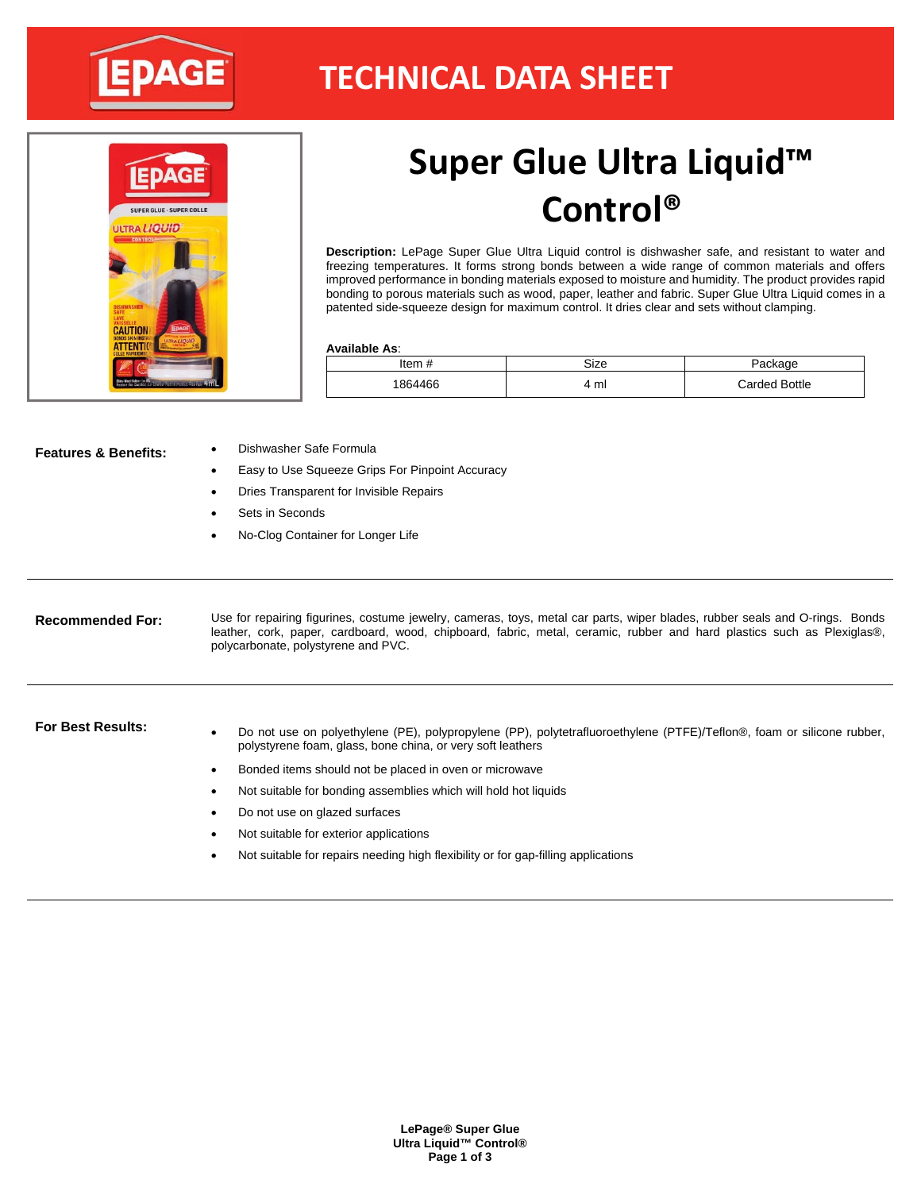# TECHNICAL DATA SHEET

# Super Glue Ultra Liquid™ Control®

**Description:** LePage Super Glue Ultra Liquid control is dishwasher safe, and resistant to water and freezing temperatures. It forms strong bonds between a wide range of common materials and offers improved performance in bonding materials exposed to moisture and humidity. The product provides rapid bonding to porous materials such as wood, paper, leather and fabric. Super Glue Ultra Liquid comes in a patented side-squeeze design for maximum control. It dries clear and sets without clamping.

**Available As**:

| Item # | Size | Package |
|---|---|---|
| 1864466 | 4 ml | Carded Bottle |

**Features & Benefits:**

- Dishwasher Safe Formula
- Easy to Use Squeeze Grips For Pinpoint Accuracy
- Dries Transparent for Invisible Repairs
- Sets in Seconds
- No-Clog Container for Longer Life

**Recommended For:**

Use for repairing figurines, costume jewelry, cameras, toys, metal car parts, wiper blades, rubber seals and O-rings. Bonds leather, cork, paper, cardboard, wood, chipboard, fabric, metal, ceramic, rubber and hard plastics such as Plexiglas®, polycarbonate, polystyrene and PVC.

**For Best Results:**

- Do not use on polyethylene (PE), polypropylene (PP), polytetrafluoroethylene (PTFE)/Teflon®, foam or silicone rubber, polystyrene foam, glass, bone china, or very soft leathers
- Bonded items should not be placed in oven or microwave
- Not suitable for bonding assemblies which will hold hot liquids
- Do not use on glazed surfaces
- Not suitable for exterior applications
- Not suitable for repairs needing high flexibility or for gap-filling applications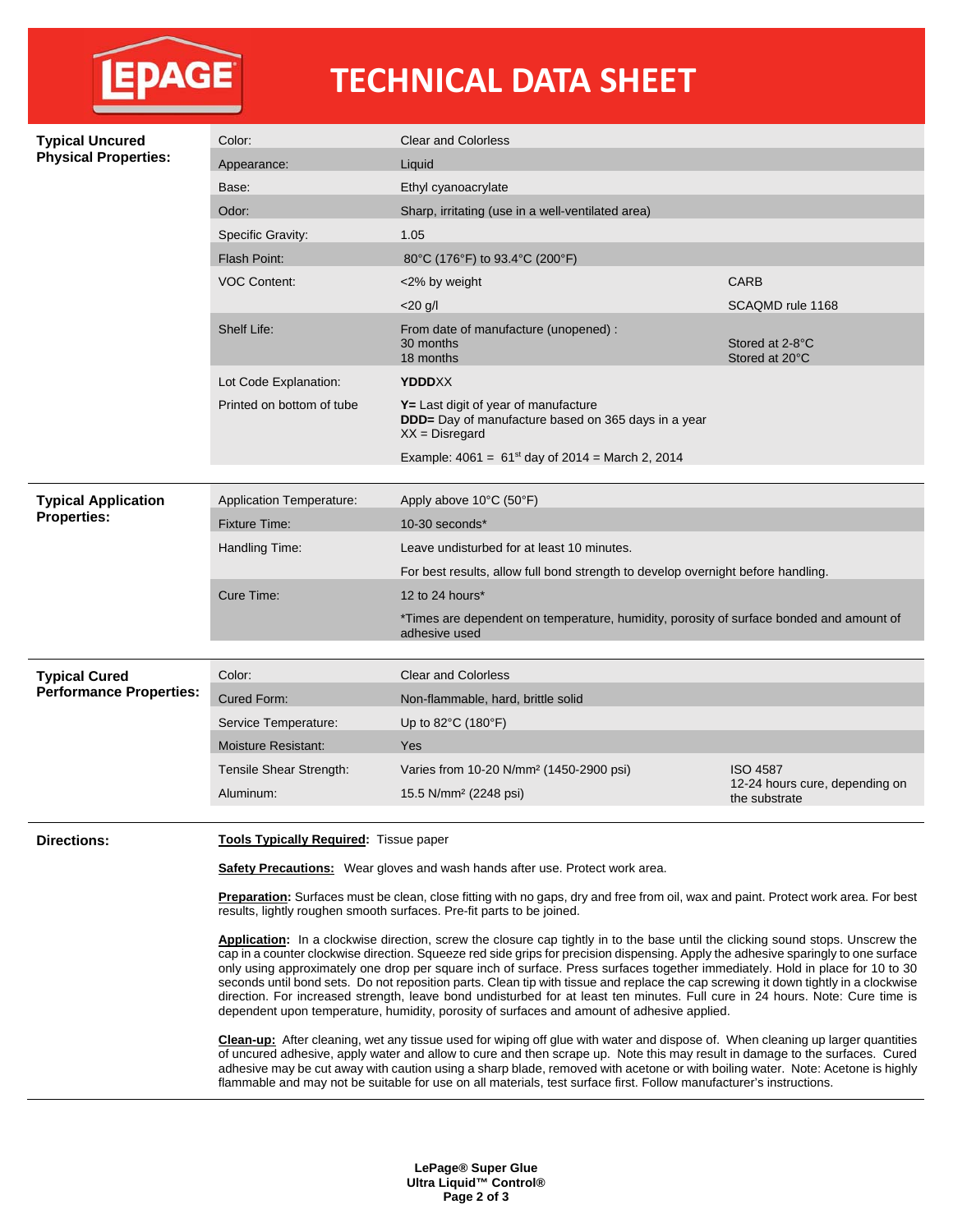# TECHNICAL DATA SHEET

## Typical Uncured Physical Properties:

| | | |
|---|---|---|
| Color: | Clear and Colorless | |
| Appearance: | Liquid | |
| Base: | Ethyl cyanoacrylate | |
| Odor: | Sharp, irritating (use in a well-ventilated area) | |
| Specific Gravity: | 1.05 | |
| Flash Point: | 80°C (176°F) to 93.4°C (200°F) | |
| VOC Content: | <2% by weight | CARB |
| | <20 g/l | SCAQMD rule 1168 |
| Shelf Life: | From date of manufacture (unopened) :<br>30 months<br>18 months | <br>Stored at 2-8°C<br>Stored at 20°C |
| Lot Code Explanation: | **YDDD**XX | |
| Printed on bottom of tube | **Y=** Last digit of year of manufacture<br>**DDD=** Day of manufacture based on 365 days in a year<br>XX = Disregard | |
| | Example: 4061 = 61st day of 2014 = March 2, 2014 | |

## Typical Application Properties:

| | |
|---|---|
| Application Temperature: | Apply above 10°C (50°F) |
| Fixture Time: | 10-30 seconds* |
| Handling Time: | Leave undisturbed for at least 10 minutes. |
| | For best results, allow full bond strength to develop overnight before handling. |
| Cure Time: | 12 to 24 hours* |
| | *Times are dependent on temperature, humidity, porosity of surface bonded and amount of adhesive used |

## Typical Cured Performance Properties:

| | | |
|---|---|---|
| Color: | Clear and Colorless | |
| Cured Form: | Non-flammable, hard, brittle solid | |
| Service Temperature: | Up to 82°C (180°F) | |
| Moisture Resistant: | Yes | |
| Tensile Shear Strength: | Varies from 10-20 N/mm² (1450-2900 psi) | ISO 4587 |
| Aluminum: | 15.5 N/mm² (2248 psi) | 12-24 hours cure, depending on the substrate |

## Directions:

**Tools Typically Required:** Tissue paper

**Safety Precautions:** Wear gloves and wash hands after use. Protect work area.

**Preparation:** Surfaces must be clean, close fitting with no gaps, dry and free from oil, wax and paint. Protect work area. For best results, lightly roughen smooth surfaces. Pre-fit parts to be joined.

**Application:** In a clockwise direction, screw the closure cap tightly in to the base until the clicking sound stops. Unscrew the cap in a counter clockwise direction. Squeeze red side grips for precision dispensing. Apply the adhesive sparingly to one surface only using approximately one drop per square inch of surface. Press surfaces together immediately. Hold in place for 10 to 30 seconds until bond sets. Do not reposition parts. Clean tip with tissue and replace the cap screwing it down tightly in a clockwise direction. For increased strength, leave bond undisturbed for at least ten minutes. Full cure in 24 hours. Note: Cure time is dependent upon temperature, humidity, porosity of surfaces and amount of adhesive applied.

**Clean-up:** After cleaning, wet any tissue used for wiping off glue with water and dispose of. When cleaning up larger quantities of uncured adhesive, apply water and allow to cure and then scrape up. Note this may result in damage to the surfaces. Cured adhesive may be cut away with caution using a sharp blade, removed with acetone or with boiling water. Note: Acetone is highly flammable and may not be suitable for use on all materials, test surface first. Follow manufacturer's instructions.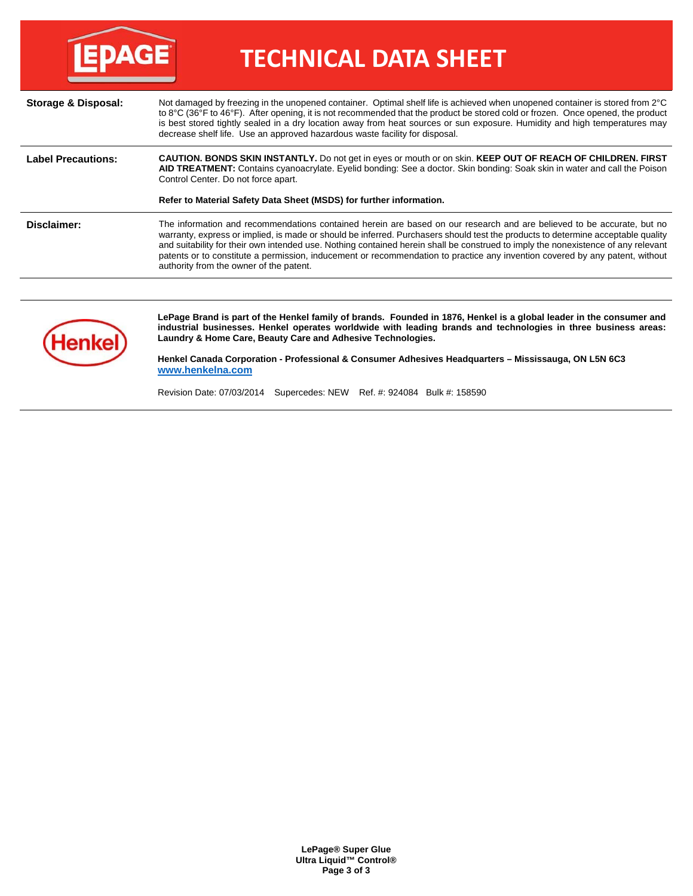# TECHNICAL DATA SHEET

| | |
|---|---|
| **Storage & Disposal:** | Not damaged by freezing in the unopened container. Optimal shelf life is achieved when unopened container is stored from 2°C to 8°C (36°F to 46°F). After opening, it is not recommended that the product be stored cold or frozen. Once opened, the product is best stored tightly sealed in a dry location away from heat sources or sun exposure. Humidity and high temperatures may decrease shelf life. Use an approved hazardous waste facility for disposal. |
| **Label Precautions:** | **CAUTION. BONDS SKIN INSTANTLY.** Do not get in eyes or mouth or on skin. **KEEP OUT OF REACH OF CHILDREN. FIRST AID TREATMENT:** Contains cyanoacrylate. Eyelid bonding: See a doctor. Skin bonding: Soak skin in water and call the Poison Control Center. Do not force apart. **Refer to Material Safety Data Sheet (MSDS) for further information.** |
| **Disclaimer:** | The information and recommendations contained herein are based on our research and are believed to be accurate, but no warranty, express or implied, is made or should be inferred. Purchasers should test the products to determine acceptable quality and suitability for their own intended use. Nothing contained herein shall be construed to imply the nonexistence of any relevant patents or to constitute a permission, inducement or recommendation to practice any invention covered by any patent, without authority from the owner of the patent. |

**LePage Brand is part of the Henkel family of brands. Founded in 1876, Henkel is a global leader in the consumer and industrial businesses. Henkel operates worldwide with leading brands and technologies in three business areas: Laundry & Home Care, Beauty Care and Adhesive Technologies.**

**Henkel Canada Corporation - Professional & Consumer Adhesives Headquarters – Mississauga, ON L5N 6C3**
**www.henkelna.com**

Revision Date: 07/03/2014 Supercedes: NEW Ref. #: 924084 Bulk #: 158590